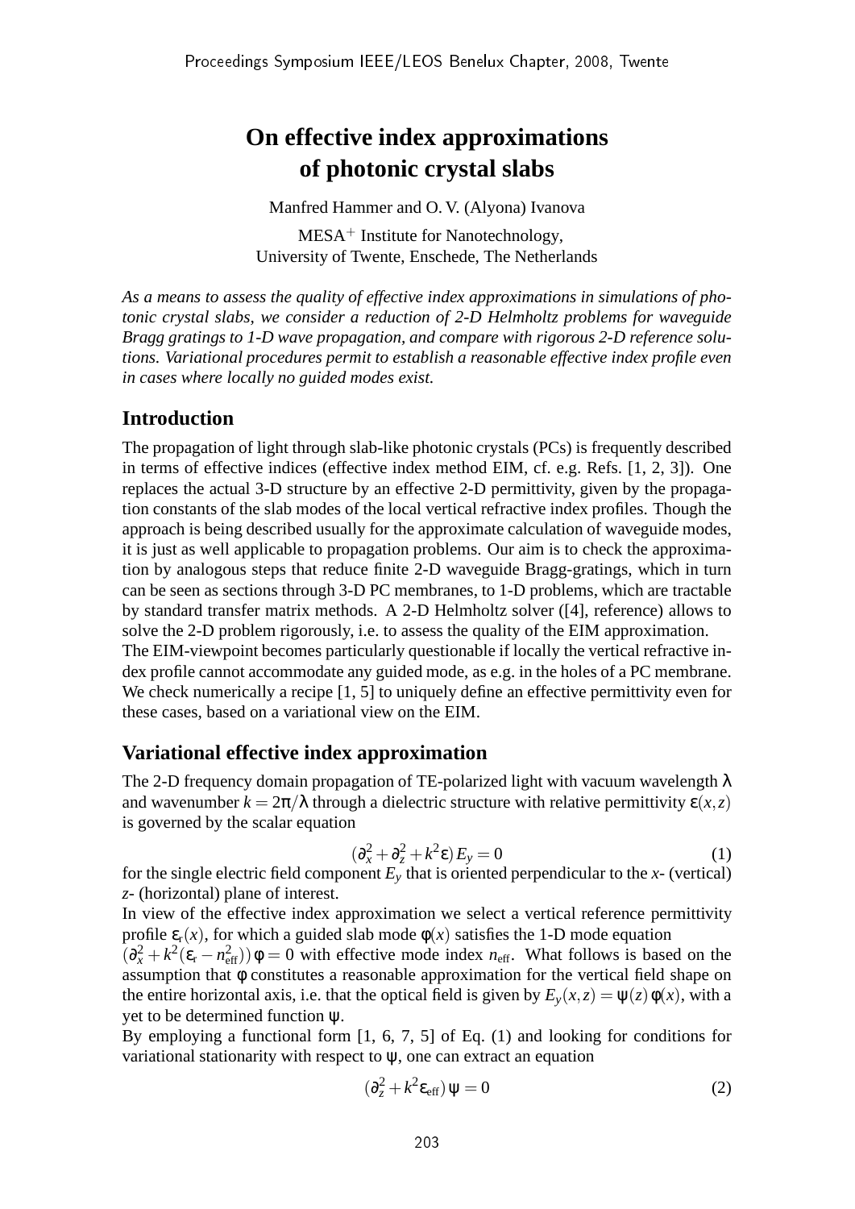# On effective index approximations of photonic crystal slabs

Manfred Hammer and O. V. (Alyona) Ivanova

MESA$^+$ Institute for Nanotechnology,
University of Twente, Enschede, The Netherlands

*As a means to assess the quality of effective index approximations in simulations of photonic crystal slabs, we consider a reduction of 2-D Helmholtz problems for waveguide Bragg gratings to 1-D wave propagation, and compare with rigorous 2-D reference solutions. Variational procedures permit to establish a reasonable effective index profile even in cases where locally no guided modes exist.*

## Introduction

The propagation of light through slab-like photonic crystals (PCs) is frequently described in terms of effective indices (effective index method EIM, cf. e.g. Refs. [1, 2, 3]). One replaces the actual 3-D structure by an effective 2-D permittivity, given by the propagation constants of the slab modes of the local vertical refractive index profiles. Though the approach is being described usually for the approximate calculation of waveguide modes, it is just as well applicable to propagation problems. Our aim is to check the approximation by analogous steps that reduce finite 2-D waveguide Bragg-gratings, which in turn can be seen as sections through 3-D PC membranes, to 1-D problems, which are tractable by standard transfer matrix methods. A 2-D Helmholtz solver ([4], reference) allows to solve the 2-D problem rigorously, i.e. to assess the quality of the EIM approximation.

The EIM-viewpoint becomes particularly questionable if locally the vertical refractive index profile cannot accommodate any guided mode, as e.g. in the holes of a PC membrane. We check numerically a recipe [1, 5] to uniquely define an effective permittivity even for these cases, based on a variational view on the EIM.

## Variational effective index approximation

The 2-D frequency domain propagation of TE-polarized light with vacuum wavelength $\lambda$ and wavenumber $k = 2\pi/\lambda$ through a dielectric structure with relative permittivity $\varepsilon(x,z)$ is governed by the scalar equation

$$(\partial_x^2 + \partial_z^2 + k^2\varepsilon)\, E_y = 0 \tag{1}$$

for the single electric field component $E_y$ that is oriented perpendicular to the $x$- (vertical) $z$- (horizontal) plane of interest.

In view of the effective index approximation we select a vertical reference permittivity profile $\varepsilon_r(x)$, for which a guided slab mode $\phi(x)$ satisfies the 1-D mode equation $(\partial_x^2 + k^2(\varepsilon_r - n_{\text{eff}}^2))\,\phi = 0$ with effective mode index $n_{\text{eff}}$. What follows is based on the assumption that $\phi$ constitutes a reasonable approximation for the vertical field shape on the entire horizontal axis, i.e. that the optical field is given by $E_y(x,z) = \psi(z)\,\phi(x)$, with a yet to be determined function $\psi$.

By employing a functional form [1, 6, 7, 5] of Eq. (1) and looking for conditions for variational stationarity with respect to $\psi$, one can extract an equation

$$(\partial_z^2 + k^2\varepsilon_{\text{eff}})\,\psi = 0 \tag{2}$$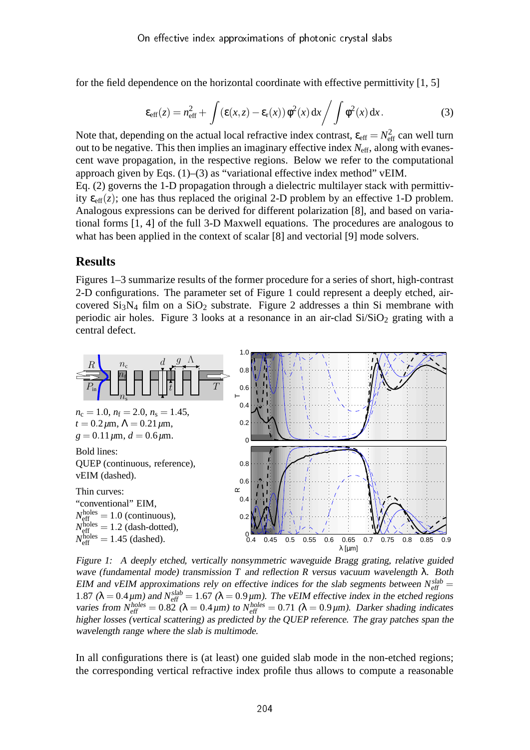for the field dependence on the horizontal coordinate with effective permittivity [1, 5]

$$\varepsilon_{\text{eff}}(z) = n_{\text{eff}}^2 + \int (\varepsilon(x,z) - \varepsilon_{\text{r}}(x))\,\phi^2(x)\,\mathrm{d}x \bigg/ \int \phi^2(x)\,\mathrm{d}x\,. \qquad (3)$$

Note that, depending on the actual local refractive index contrast, $\varepsilon_{\text{eff}} = N_{\text{eff}}^2$ can well turn out to be negative. This then implies an imaginary effective index $N_{\text{eff}}$, along with evanescent wave propagation, in the respective regions. Below we refer to the computational approach given by Eqs. (1)–(3) as "variational effective index method" vEIM.
Eq. (2) governs the 1-D propagation through a dielectric multilayer stack with permittivity $\varepsilon_{\text{eff}}(z)$; one has thus replaced the original 2-D problem by an effective 1-D problem. Analogous expressions can be derived for different polarization [8], and based on variational forms [1, 4] of the full 3-D Maxwell equations. The procedures are analogous to what has been applied in the context of scalar [8] and vectorial [9] mode solvers.

## Results

Figures 1–3 summarize results of the former procedure for a series of short, high-contrast 2-D configurations. The parameter set of Figure 1 could represent a deeply etched, air-covered $Si_3N_4$ film on a $SiO_2$ substrate. Figure 2 addresses a thin Si membrane with periodic air holes. Figure 3 looks at a resonance in an air-clad $Si/SiO_2$ grating with a central defect.

$R$, $n_c$, $n_f$, $d$, $g$, $\Lambda$, $P_{in}$, $t$, $T$, $n_s$

$n_c = 1.0$, $n_f = 2.0$, $n_s = 1.45$,
$t = 0.2\,\mu$m, $\Lambda = 0.21\,\mu$m,
$g = 0.11\,\mu$m, $d = 0.6\,\mu$m.

Bold lines:
QUEP (continuous, reference),
vEIM (dashed).

Thin curves:
"conventional" EIM,
$N_{\text{eff}}^{\text{holes}} = 1.0$ (continuous),
$N_{\text{eff}}^{\text{holes}} = 1.2$ (dash-dotted),
$N_{\text{eff}}^{\text{holes}} = 1.45$ (dashed).

T
1.0
0.8
0.6
0.4
0.2
0

R
0.8
0.6
0.4
0.2
0
0.4 0.45 0.5 0.55 0.6 0.65 0.7 0.75 0.8 0.85 0.9
λ [µm]

*Figure 1: A deeply etched, vertically nonsymmetric waveguide Bragg grating, relative guided wave (fundamental mode) transmission $T$ and reflection $R$ versus vacuum wavelength $\lambda$. Both EIM and vEIM approximations rely on effective indices for the slab segments between $N_{\text{eff}}^{\text{slab}} = 1.87$ ($\lambda = 0.4\,\mu$m) and $N_{\text{eff}}^{\text{slab}} = 1.67$ ($\lambda = 0.9\,\mu$m). The vEIM effective index in the etched regions varies from $N_{\text{eff}}^{\text{holes}} = 0.82$ ($\lambda = 0.4\,\mu$m) to $N_{\text{eff}}^{\text{holes}} = 0.71$ ($\lambda = 0.9\,\mu$m). Darker shading indicates higher losses (vertical scattering) as predicted by the QUEP reference. The gray patches span the wavelength range where the slab is multimode.*

In all configurations there is (at least) one guided slab mode in the non-etched regions; the corresponding vertical refractive index profile thus allows to compute a reasonable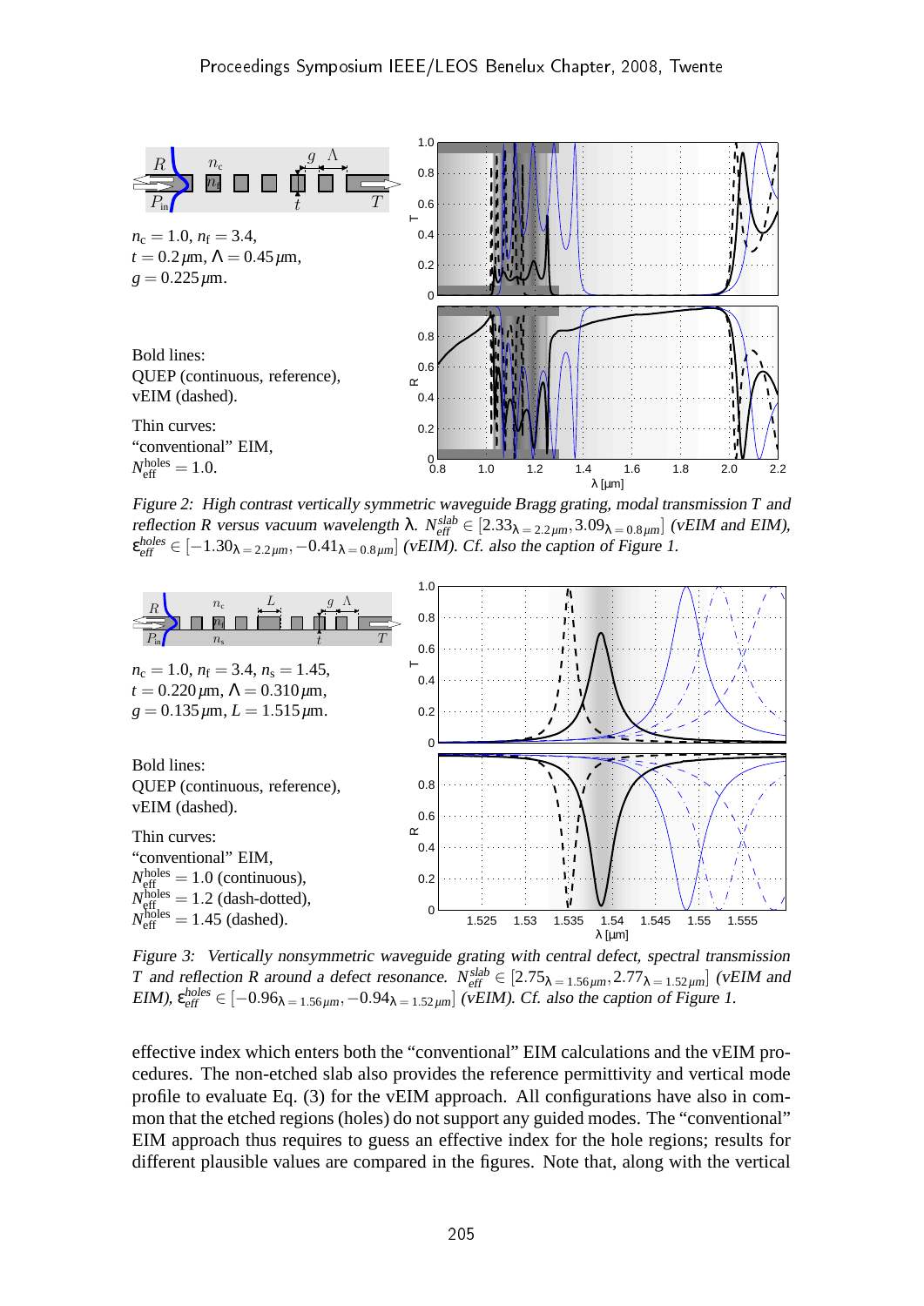$R$ $n_c$ $g$ $\Lambda$

$P_{in}$ $n_f$ $t$ $T$

$n_c = 1.0$, $n_f = 3.4$,
$t = 0.2\,\mu$m, $\Lambda = 0.45\,\mu$m,
$g = 0.225\,\mu$m.

Bold lines:
QUEP (continuous, reference),
vEIM (dashed).

Thin curves:
"conventional" EIM,
$N_{eff}^{holes} = 1.0$.

T
1.0
0.8
0.6
0.4
0.2
0

R
0.8
0.6
0.4
0.2
0

0.8 1.0 1.2 1.4 1.6 1.8 2.0 2.2
λ [μm]

*Figure 2: High contrast vertically symmetric waveguide Bragg grating, modal transmission T and reflection R versus vacuum wavelength λ.* $N_{eff}^{slab} \in [2.33_{\lambda=2.2\,\mu m}, 3.09_{\lambda=0.8\,\mu m}]$ *(vEIM and EIM),* $\varepsilon_{eff}^{holes} \in [-1.30_{\lambda=2.2\,\mu m}, -0.41_{\lambda=0.8\,\mu m}]$ *(vEIM). Cf. also the caption of Figure 1.*

$R$ $n_c$ $L$ $g$ $\Lambda$

$P_{in}$ $n_f$ $n_s$ $t$ $T$

$n_c = 1.0$, $n_f = 3.4$, $n_s = 1.45$,
$t = 0.220\,\mu$m, $\Lambda = 0.310\,\mu$m,
$g = 0.135\,\mu$m, $L = 1.515\,\mu$m.

Bold lines:
QUEP (continuous, reference),
vEIM (dashed).

Thin curves:
"conventional" EIM,
$N_{eff}^{holes} = 1.0$ (continuous),
$N_{eff}^{holes} = 1.2$ (dash-dotted),
$N_{eff}^{holes} = 1.45$ (dashed).

T
1.0
0.8
0.6
0.4
0.2
0

R
0.8
0.6
0.4
0.2
0

1.525 1.53 1.535 1.54 1.545 1.55 1.555
λ [μm]

*Figure 3: Vertically nonsymmetric waveguide grating with central defect, spectral transmission T and reflection R around a defect resonance.* $N_{eff}^{slab} \in [2.75_{\lambda=1.56\,\mu m}, 2.77_{\lambda=1.52\,\mu m}]$ *(vEIM and EIM),* $\varepsilon_{eff}^{holes} \in [-0.96_{\lambda=1.56\,\mu m}, -0.94_{\lambda=1.52\,\mu m}]$ *(vEIM). Cf. also the caption of Figure 1.*

effective index which enters both the "conventional" EIM calculations and the vEIM procedures. The non-etched slab also provides the reference permittivity and vertical mode profile to evaluate Eq. (3) for the vEIM approach. All configurations have also in common that the etched regions (holes) do not support any guided modes. The "conventional" EIM approach thus requires to guess an effective index for the hole regions; results for different plausible values are compared in the figures. Note that, along with the vertical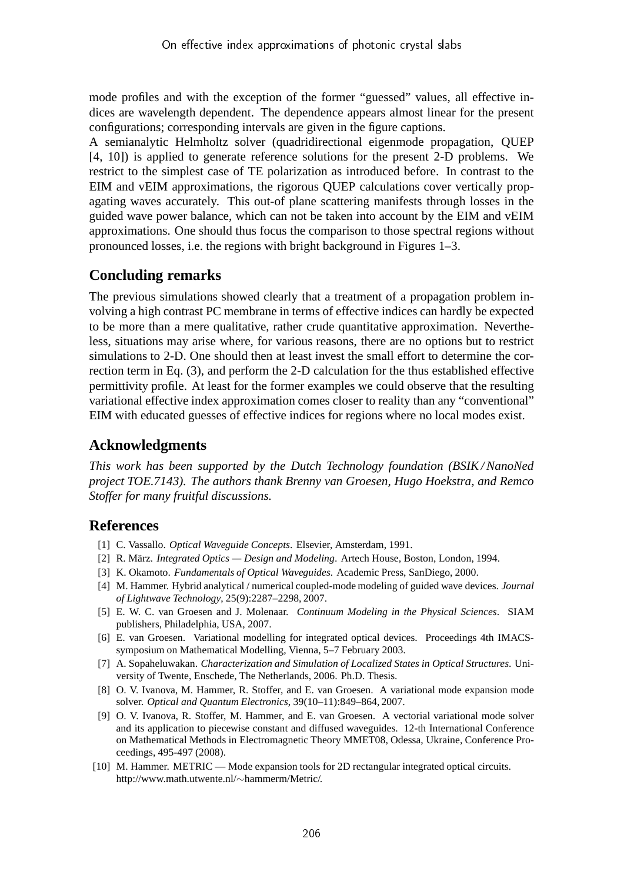mode profiles and with the exception of the former "guessed" values, all effective indices are wavelength dependent. The dependence appears almost linear for the present configurations; corresponding intervals are given in the figure captions.

A semianalytic Helmholtz solver (quadridirectional eigenmode propagation, QUEP [4, 10]) is applied to generate reference solutions for the present 2-D problems. We restrict to the simplest case of TE polarization as introduced before. In contrast to the EIM and vEIM approximations, the rigorous QUEP calculations cover vertically propagating waves accurately. This out-of plane scattering manifests through losses in the guided wave power balance, which can not be taken into account by the EIM and vEIM approximations. One should thus focus the comparison to those spectral regions without pronounced losses, i.e. the regions with bright background in Figures 1–3.

## Concluding remarks

The previous simulations showed clearly that a treatment of a propagation problem involving a high contrast PC membrane in terms of effective indices can hardly be expected to be more than a mere qualitative, rather crude quantitative approximation. Nevertheless, situations may arise where, for various reasons, there are no options but to restrict simulations to 2-D. One should then at least invest the small effort to determine the correction term in Eq. (3), and perform the 2-D calculation for the thus established effective permittivity profile. At least for the former examples we could observe that the resulting variational effective index approximation comes closer to reality than any "conventional" EIM with educated guesses of effective indices for regions where no local modes exist.

## Acknowledgments

*This work has been supported by the Dutch Technology foundation (BSIK / NanoNed project TOE.7143). The authors thank Brenny van Groesen, Hugo Hoekstra, and Remco Stoffer for many fruitful discussions.*

## References

[1] C. Vassallo. *Optical Waveguide Concepts*. Elsevier, Amsterdam, 1991.

[2] R. März. *Integrated Optics — Design and Modeling*. Artech House, Boston, London, 1994.

[3] K. Okamoto. *Fundamentals of Optical Waveguides*. Academic Press, SanDiego, 2000.

[4] M. Hammer. Hybrid analytical / numerical coupled-mode modeling of guided wave devices. *Journal of Lightwave Technology*, 25(9):2287–2298, 2007.

[5] E. W. C. van Groesen and J. Molenaar. *Continuum Modeling in the Physical Sciences*. SIAM publishers, Philadelphia, USA, 2007.

[6] E. van Groesen. Variational modelling for integrated optical devices. Proceedings 4th IMACS-symposium on Mathematical Modelling, Vienna, 5–7 February 2003.

[7] A. Sopaheluwakan. *Characterization and Simulation of Localized States in Optical Structures*. University of Twente, Enschede, The Netherlands, 2006. Ph.D. Thesis.

[8] O. V. Ivanova, M. Hammer, R. Stoffer, and E. van Groesen. A variational mode expansion mode solver. *Optical and Quantum Electronics*, 39(10–11):849–864, 2007.

[9] O. V. Ivanova, R. Stoffer, M. Hammer, and E. van Groesen. A vectorial variational mode solver and its application to piecewise constant and diffused waveguides. 12-th International Conference on Mathematical Methods in Electromagnetic Theory MMET08, Odessa, Ukraine, Conference Proceedings, 495-497 (2008).

[10] M. Hammer. METRIC — Mode expansion tools for 2D rectangular integrated optical circuits. http://www.math.utwente.nl/∼hammerm/Metric/.